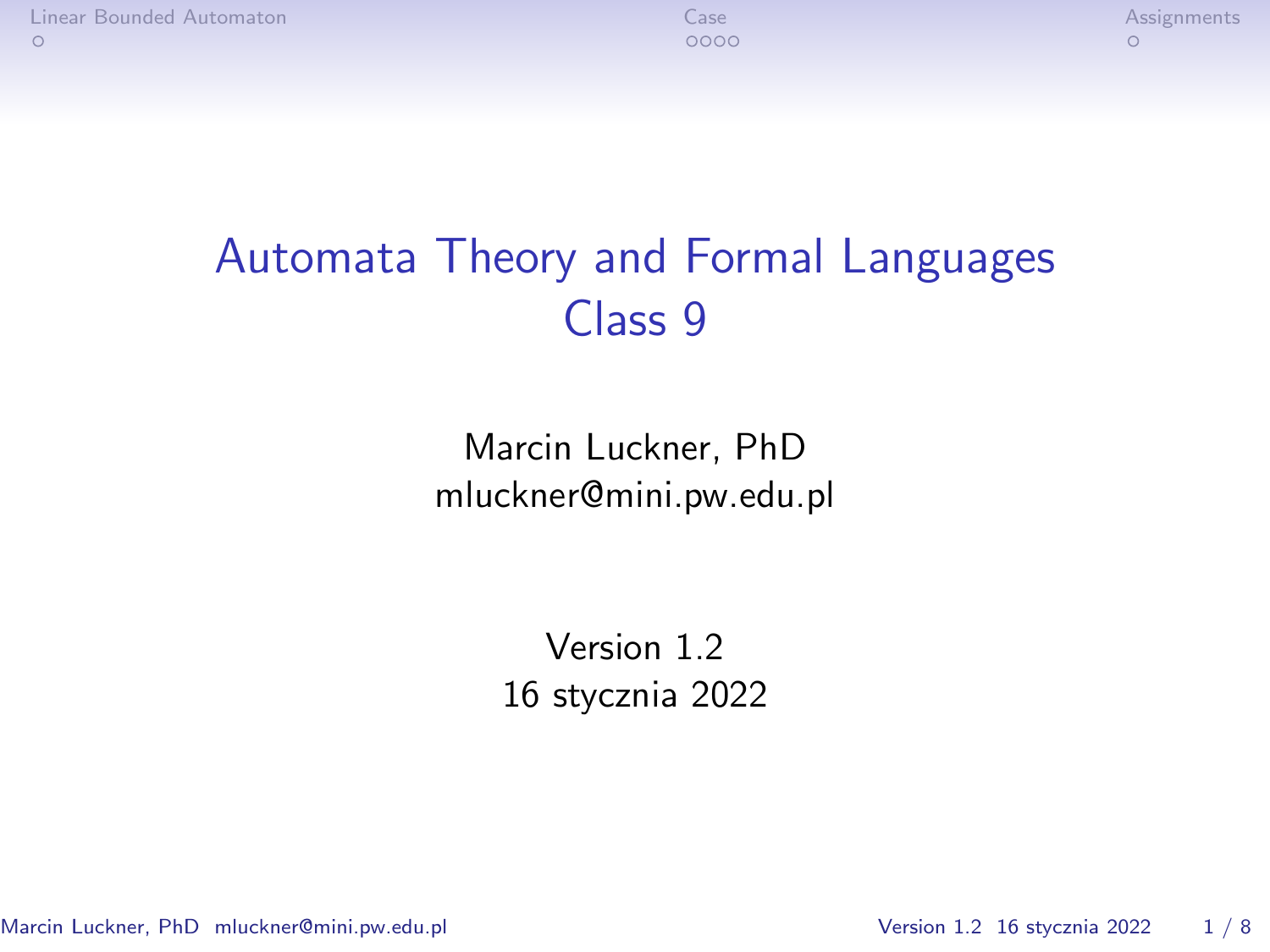# Automata Theory and Formal Languages
## Class 9

Marcin Luckner, PhD
mluckner@mini.pw.edu.pl

Version 1.2
16 stycznia 2022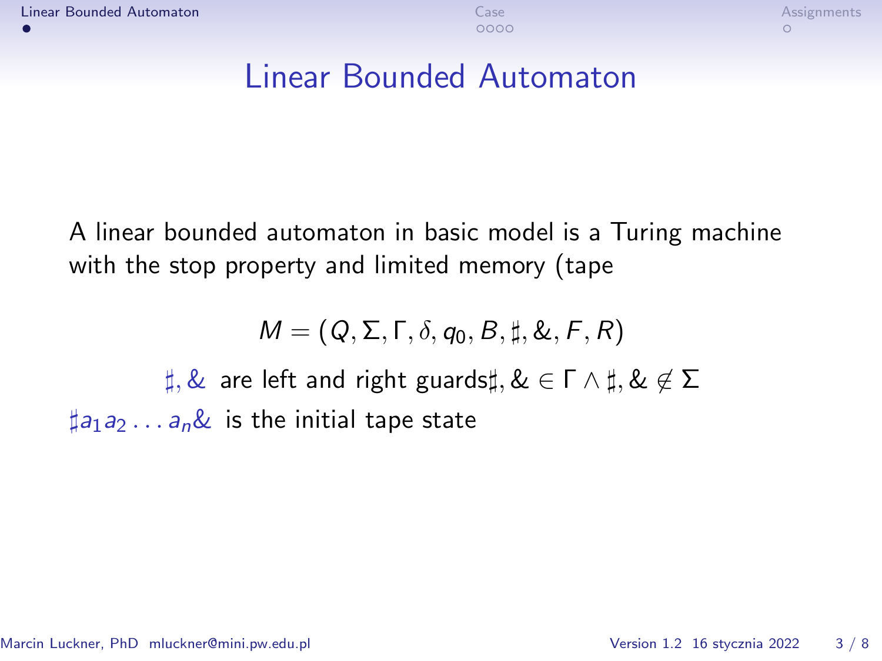# Linear Bounded Automaton

A linear bounded automaton in basic model is a Turing machine with the stop property and limited memory (tape

$$M = (Q, \Sigma, \Gamma, \delta, q_0, B, \sharp, \&, F, R)$$

$\sharp, \&$ are left and right guards$\sharp, \& \in \Gamma \wedge \sharp, \& \notin \Sigma$

$\sharp a_1 a_2 \dots a_n \&$ is the initial tape state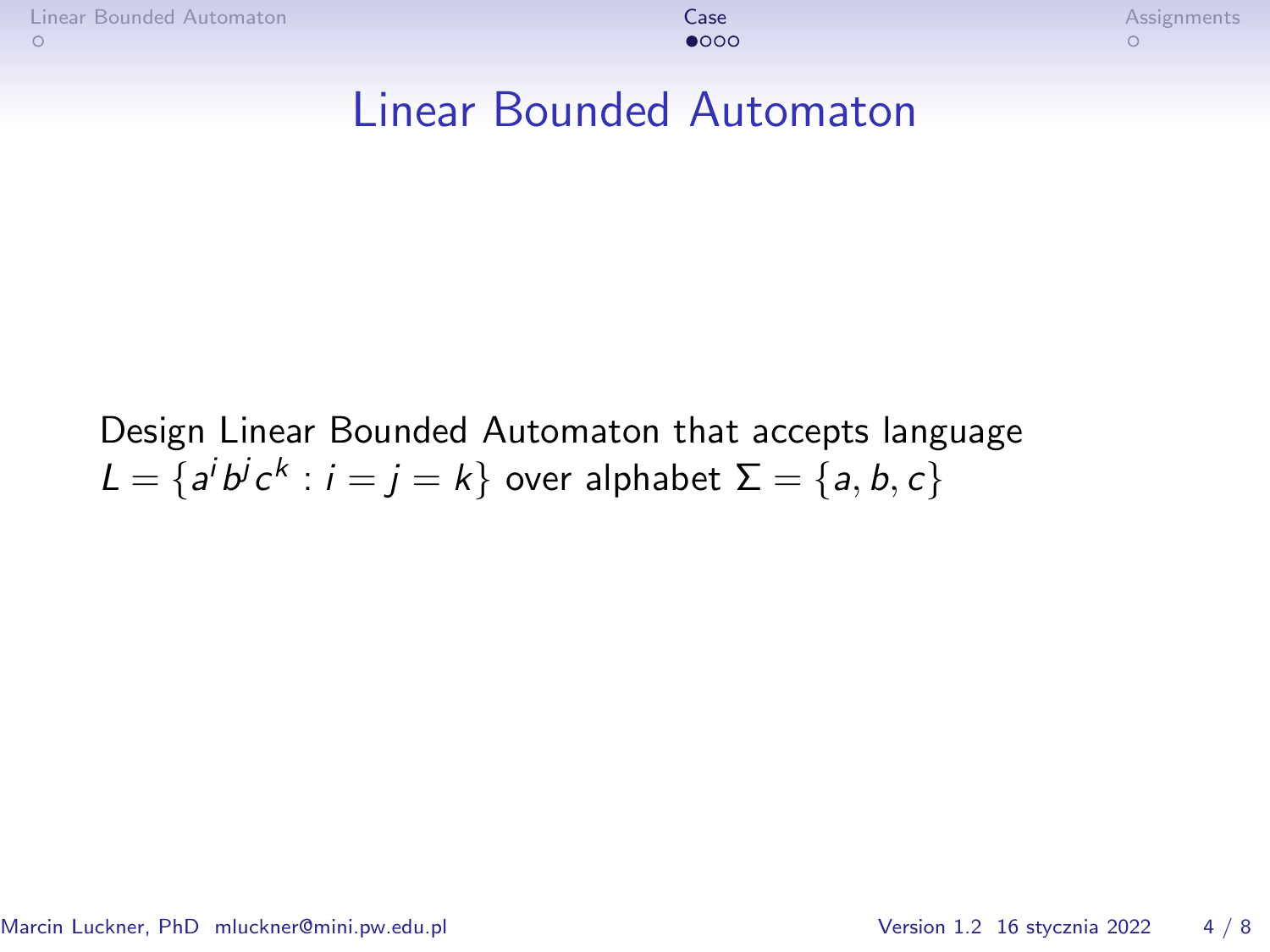# Linear Bounded Automaton

Design Linear Bounded Automaton that accepts language $L = \{a^i b^j c^k : i = j = k\}$ over alphabet $\Sigma = \{a, b, c\}$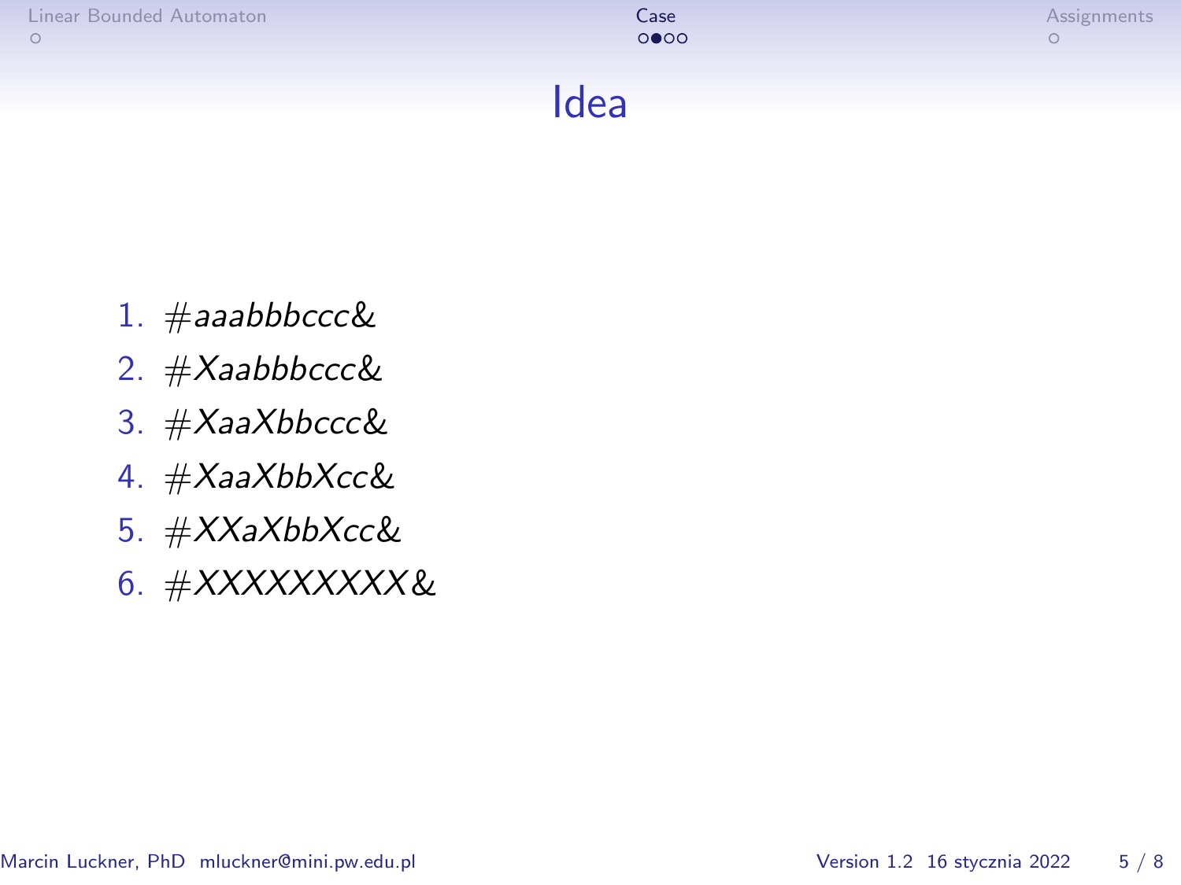# Idea

1. #aaabbbccc&
2. #Xaabbbccc&
3. #XaaXbbccc&
4. #XaaXbbXcc&
5. #XXaXbbXcc&
6. #XXXXXXXXX&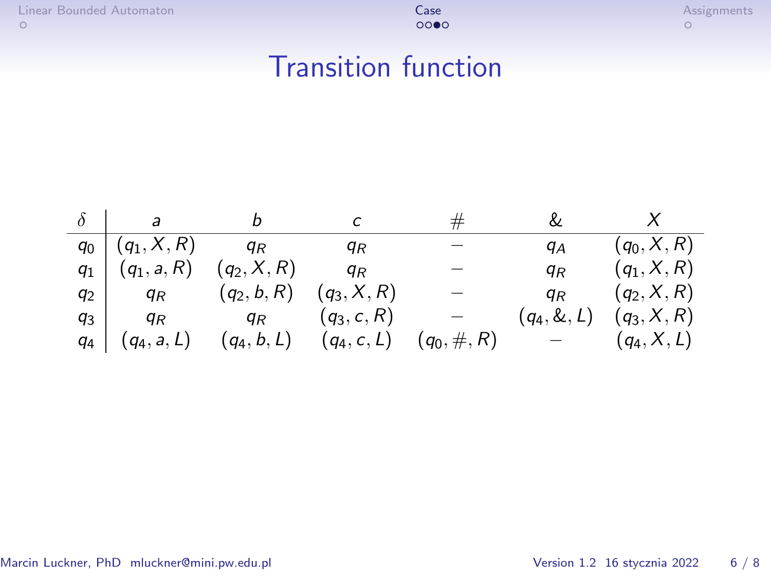# Transition function

| $\delta$ | $a$ | $b$ | $c$ | $\#$ | $\&$ | $X$ |
|---|---|---|---|---|---|---|
| $q_0$ | $(q_1, X, R)$ | $q_R$ | $q_R$ | $-$ | $q_A$ | $(q_0, X, R)$ |
| $q_1$ | $(q_1, a, R)$ | $(q_2, X, R)$ | $q_R$ | $-$ | $q_R$ | $(q_1, X, R)$ |
| $q_2$ | $q_R$ | $(q_2, b, R)$ | $(q_3, X, R)$ | $-$ | $q_R$ | $(q_2, X, R)$ |
| $q_3$ | $q_R$ | $q_R$ | $(q_3, c, R)$ | $-$ | $(q_4, \&, L)$ | $(q_3, X, R)$ |
| $q_4$ | $(q_4, a, L)$ | $(q_4, b, L)$ | $(q_4, c, L)$ | $(q_0, \#, R)$ | $-$ | $(q_4, X, L)$ |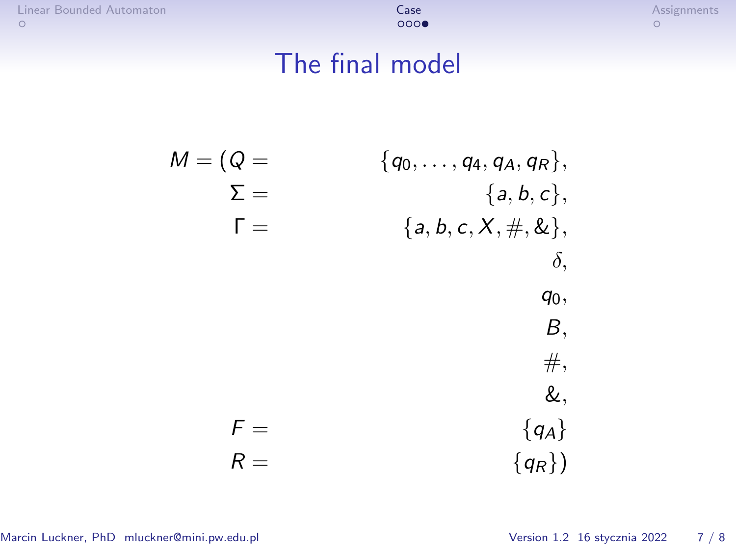# The final model

$$
\begin{aligned}
M = (Q = & \quad \{q_0, \ldots, q_4, q_A, q_R\}, \\
\Sigma = & \quad \{a, b, c\}, \\
\Gamma = & \quad \{a, b, c, X, \#, \&\}, \\
& \quad \delta, \\
& \quad q_0, \\
& \quad B, \\
& \quad \#, \\
& \quad \&, \\
F = & \quad \{q_A\} \\
R = & \quad \{q_R\})
\end{aligned}
$$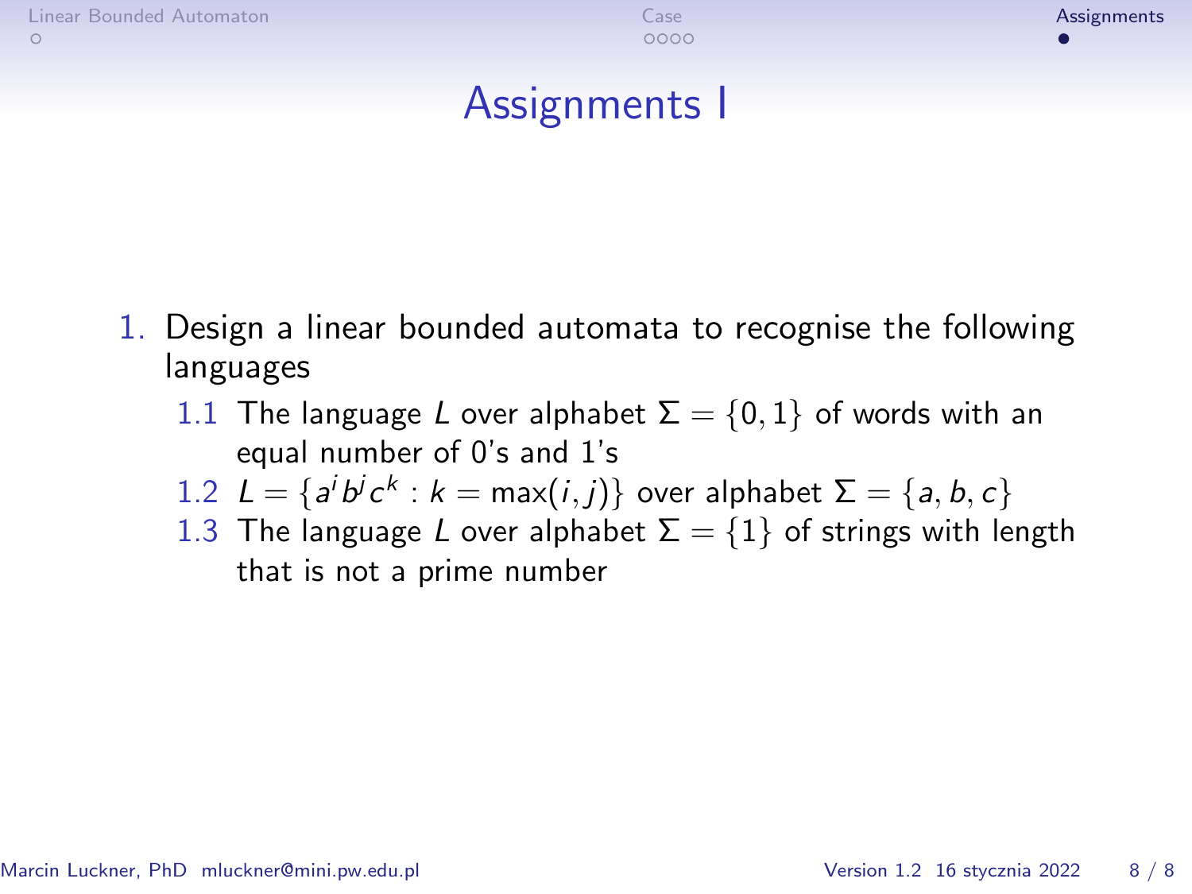# Assignments I

1. Design a linear bounded automata to recognise the following languages
   1.1 The language $L$ over alphabet $\Sigma = \{0, 1\}$ of words with an equal number of 0's and 1's
   1.2 $L = \{a^i b^j c^k : k = \max(i, j)\}$ over alphabet $\Sigma = \{a, b, c\}$
   1.3 The language $L$ over alphabet $\Sigma = \{1\}$ of strings with length that is not a prime number